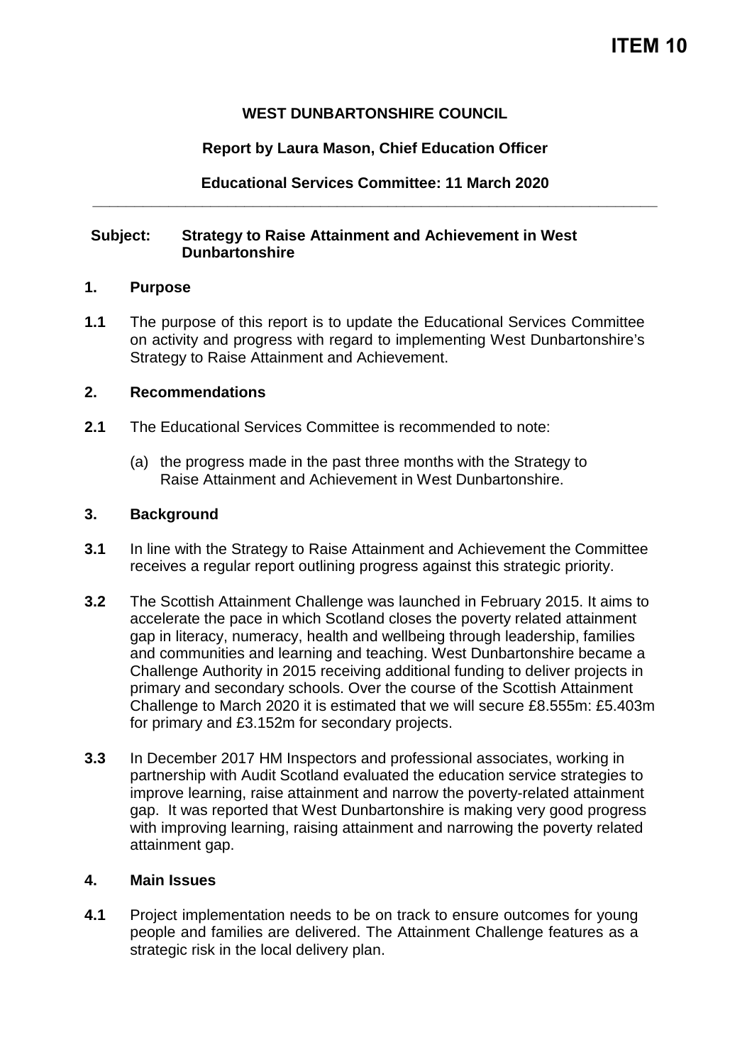# ITEM 10

**WEST DUNBARTONSHIRE COUNCIL**

**Report by Laura Mason, Chief Education Officer**

**Educational Services Committee: 11 March 2020**

---

**Subject: Strategy to Raise Attainment and Achievement in West Dunbartonshire**

## 1. Purpose

**1.1** The purpose of this report is to update the Educational Services Committee on activity and progress with regard to implementing West Dunbartonshire's Strategy to Raise Attainment and Achievement.

## 2. Recommendations

**2.1** The Educational Services Committee is recommended to note:

(a) the progress made in the past three months with the Strategy to Raise Attainment and Achievement in West Dunbartonshire.

## 3. Background

**3.1** In line with the Strategy to Raise Attainment and Achievement the Committee receives a regular report outlining progress against this strategic priority.

**3.2** The Scottish Attainment Challenge was launched in February 2015. It aims to accelerate the pace in which Scotland closes the poverty related attainment gap in literacy, numeracy, health and wellbeing through leadership, families and communities and learning and teaching. West Dunbartonshire became a Challenge Authority in 2015 receiving additional funding to deliver projects in primary and secondary schools. Over the course of the Scottish Attainment Challenge to March 2020 it is estimated that we will secure £8.555m: £5.403m for primary and £3.152m for secondary projects.

**3.3** In December 2017 HM Inspectors and professional associates, working in partnership with Audit Scotland evaluated the education service strategies to improve learning, raise attainment and narrow the poverty-related attainment gap. It was reported that West Dunbartonshire is making very good progress with improving learning, raising attainment and narrowing the poverty related attainment gap.

## 4. Main Issues

**4.1** Project implementation needs to be on track to ensure outcomes for young people and families are delivered. The Attainment Challenge features as a strategic risk in the local delivery plan.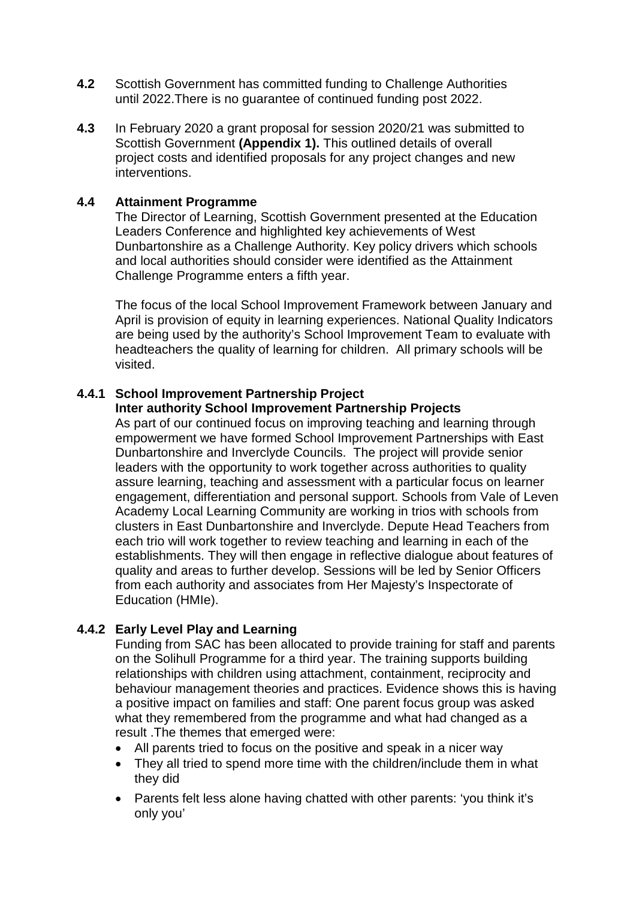**4.2** Scottish Government has committed funding to Challenge Authorities until 2022.There is no guarantee of continued funding post 2022.

**4.3** In February 2020 a grant proposal for session 2020/21 was submitted to Scottish Government **(Appendix 1).** This outlined details of overall project costs and identified proposals for any project changes and new interventions.

**4.4 Attainment Programme**

The Director of Learning, Scottish Government presented at the Education Leaders Conference and highlighted key achievements of West Dunbartonshire as a Challenge Authority. Key policy drivers which schools and local authorities should consider were identified as the Attainment Challenge Programme enters a fifth year.

The focus of the local School Improvement Framework between January and April is provision of equity in learning experiences. National Quality Indicators are being used by the authority's School Improvement Team to evaluate with headteachers the quality of learning for children. All primary schools will be visited.

**4.4.1 School Improvement Partnership Project**

**Inter authority School Improvement Partnership Projects**

As part of our continued focus on improving teaching and learning through empowerment we have formed School Improvement Partnerships with East Dunbartonshire and Inverclyde Councils. The project will provide senior leaders with the opportunity to work together across authorities to quality assure learning, teaching and assessment with a particular focus on learner engagement, differentiation and personal support. Schools from Vale of Leven Academy Local Learning Community are working in trios with schools from clusters in East Dunbartonshire and Inverclyde. Depute Head Teachers from each trio will work together to review teaching and learning in each of the establishments. They will then engage in reflective dialogue about features of quality and areas to further develop. Sessions will be led by Senior Officers from each authority and associates from Her Majesty's Inspectorate of Education (HMIe).

**4.4.2 Early Level Play and Learning**

Funding from SAC has been allocated to provide training for staff and parents on the Solihull Programme for a third year. The training supports building relationships with children using attachment, containment, reciprocity and behaviour management theories and practices. Evidence shows this is having a positive impact on families and staff: One parent focus group was asked what they remembered from the programme and what had changed as a result .The themes that emerged were:

- All parents tried to focus on the positive and speak in a nicer way
- They all tried to spend more time with the children/include them in what they did
- Parents felt less alone having chatted with other parents: 'you think it's only you'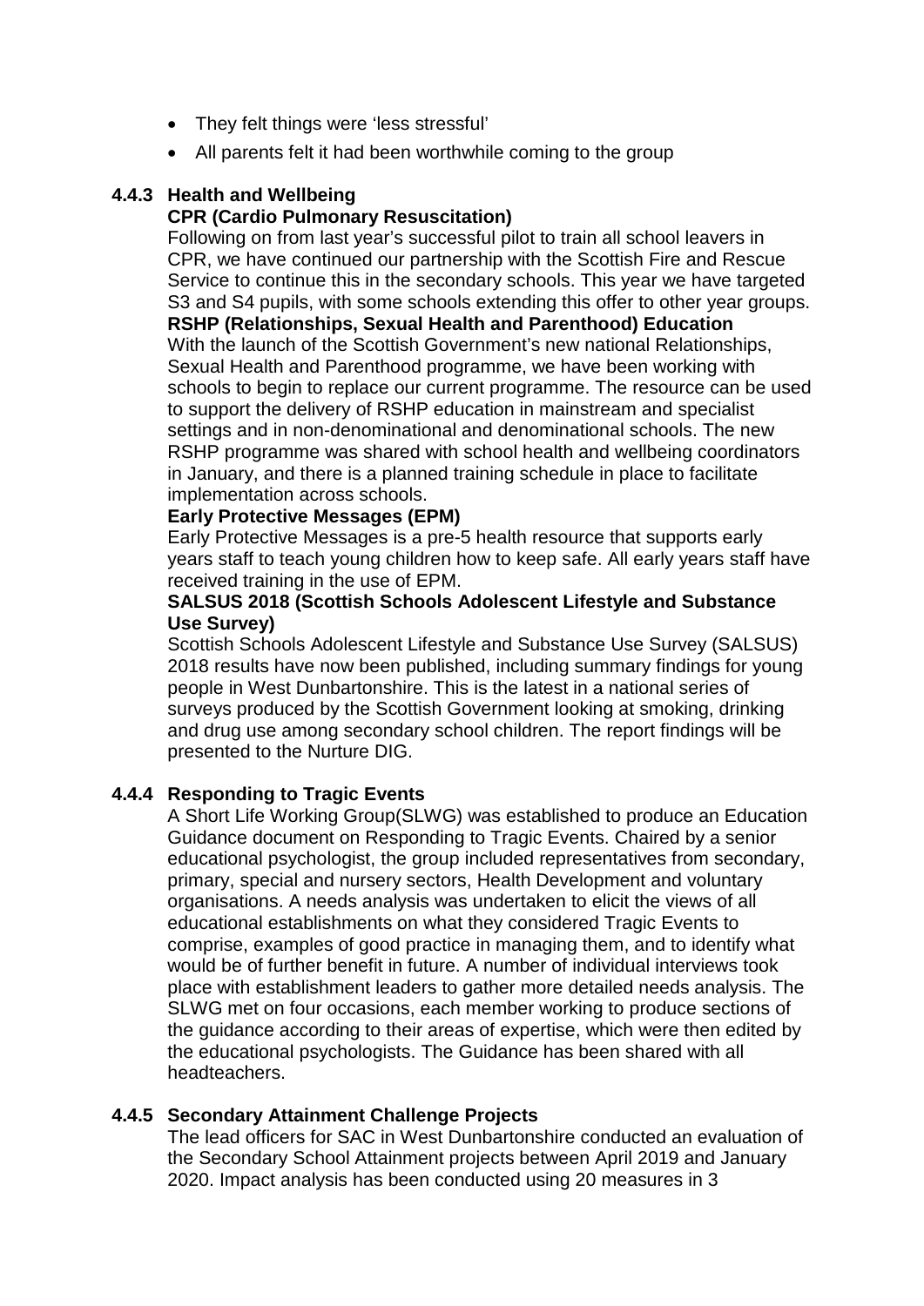- They felt things were 'less stressful'
- All parents felt it had been worthwhile coming to the group

### 4.4.3 Health and Wellbeing

**CPR (Cardio Pulmonary Resuscitation)**

Following on from last year's successful pilot to train all school leavers in CPR, we have continued our partnership with the Scottish Fire and Rescue Service to continue this in the secondary schools. This year we have targeted S3 and S4 pupils, with some schools extending this offer to other year groups.

**RSHP (Relationships, Sexual Health and Parenthood) Education**

With the launch of the Scottish Government's new national Relationships, Sexual Health and Parenthood programme, we have been working with schools to begin to replace our current programme. The resource can be used to support the delivery of RSHP education in mainstream and specialist settings and in non-denominational and denominational schools. The new RSHP programme was shared with school health and wellbeing coordinators in January, and there is a planned training schedule in place to facilitate implementation across schools.

**Early Protective Messages (EPM)**

Early Protective Messages is a pre-5 health resource that supports early years staff to teach young children how to keep safe. All early years staff have received training in the use of EPM.

**SALSUS 2018 (Scottish Schools Adolescent Lifestyle and Substance Use Survey)**

Scottish Schools Adolescent Lifestyle and Substance Use Survey (SALSUS) 2018 results have now been published, including summary findings for young people in West Dunbartonshire. This is the latest in a national series of surveys produced by the Scottish Government looking at smoking, drinking and drug use among secondary school children. The report findings will be presented to the Nurture DIG.

### 4.4.4 Responding to Tragic Events

A Short Life Working Group(SLWG) was established to produce an Education Guidance document on Responding to Tragic Events. Chaired by a senior educational psychologist, the group included representatives from secondary, primary, special and nursery sectors, Health Development and voluntary organisations. A needs analysis was undertaken to elicit the views of all educational establishments on what they considered Tragic Events to comprise, examples of good practice in managing them, and to identify what would be of further benefit in future. A number of individual interviews took place with establishment leaders to gather more detailed needs analysis. The SLWG met on four occasions, each member working to produce sections of the guidance according to their areas of expertise, which were then edited by the educational psychologists. The Guidance has been shared with all headteachers.

### 4.4.5 Secondary Attainment Challenge Projects

The lead officers for SAC in West Dunbartonshire conducted an evaluation of the Secondary School Attainment projects between April 2019 and January 2020. Impact analysis has been conducted using 20 measures in 3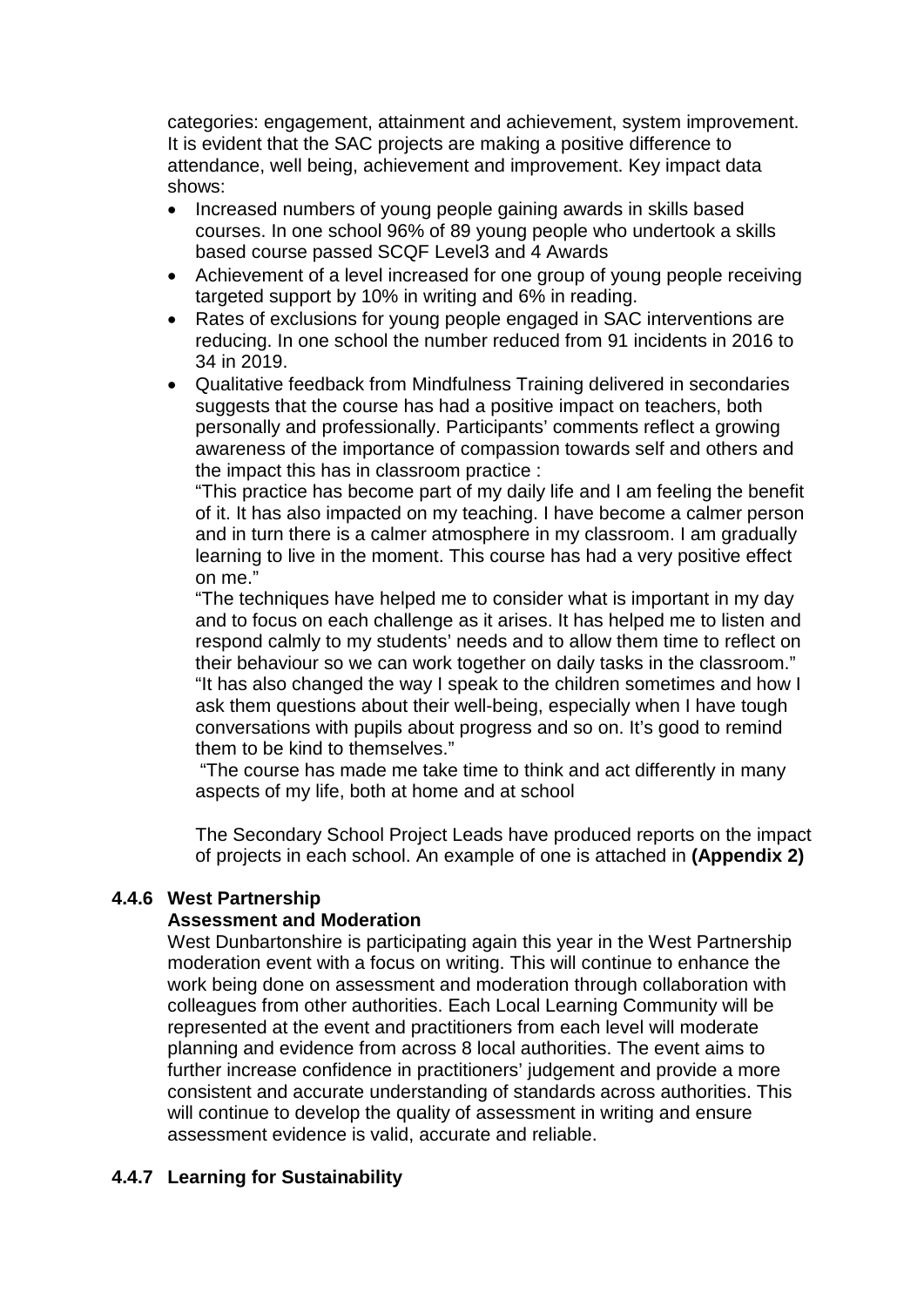categories: engagement, attainment and achievement, system improvement. It is evident that the SAC projects are making a positive difference to attendance, well being, achievement and improvement. Key impact data shows:

- Increased numbers of young people gaining awards in skills based courses. In one school 96% of 89 young people who undertook a skills based course passed SCQF Level3 and 4 Awards
- Achievement of a level increased for one group of young people receiving targeted support by 10% in writing and 6% in reading.
- Rates of exclusions for young people engaged in SAC interventions are reducing. In one school the number reduced from 91 incidents in 2016 to 34 in 2019.
- Qualitative feedback from Mindfulness Training delivered in secondaries suggests that the course has had a positive impact on teachers, both personally and professionally. Participants' comments reflect a growing awareness of the importance of compassion towards self and others and the impact this has in classroom practice :

  "This practice has become part of my daily life and I am feeling the benefit of it. It has also impacted on my teaching. I have become a calmer person and in turn there is a calmer atmosphere in my classroom. I am gradually learning to live in the moment. This course has had a very positive effect on me."

  "The techniques have helped me to consider what is important in my day and to focus on each challenge as it arises. It has helped me to listen and respond calmly to my students' needs and to allow them time to reflect on their behaviour so we can work together on daily tasks in the classroom."

  "It has also changed the way I speak to the children sometimes and how I ask them questions about their well-being, especially when I have tough conversations with pupils about progress and so on. It's good to remind them to be kind to themselves."

  "The course has made me take time to think and act differently in many aspects of my life, both at home and at school

The Secondary School Project Leads have produced reports on the impact of projects in each school. An example of one is attached in **(Appendix 2)**

**4.4.6 West Partnership**

**Assessment and Moderation**

West Dunbartonshire is participating again this year in the West Partnership moderation event with a focus on writing. This will continue to enhance the work being done on assessment and moderation through collaboration with colleagues from other authorities. Each Local Learning Community will be represented at the event and practitioners from each level will moderate planning and evidence from across 8 local authorities. The event aims to further increase confidence in practitioners' judgement and provide a more consistent and accurate understanding of standards across authorities. This will continue to develop the quality of assessment in writing and ensure assessment evidence is valid, accurate and reliable.

**4.4.7 Learning for Sustainability**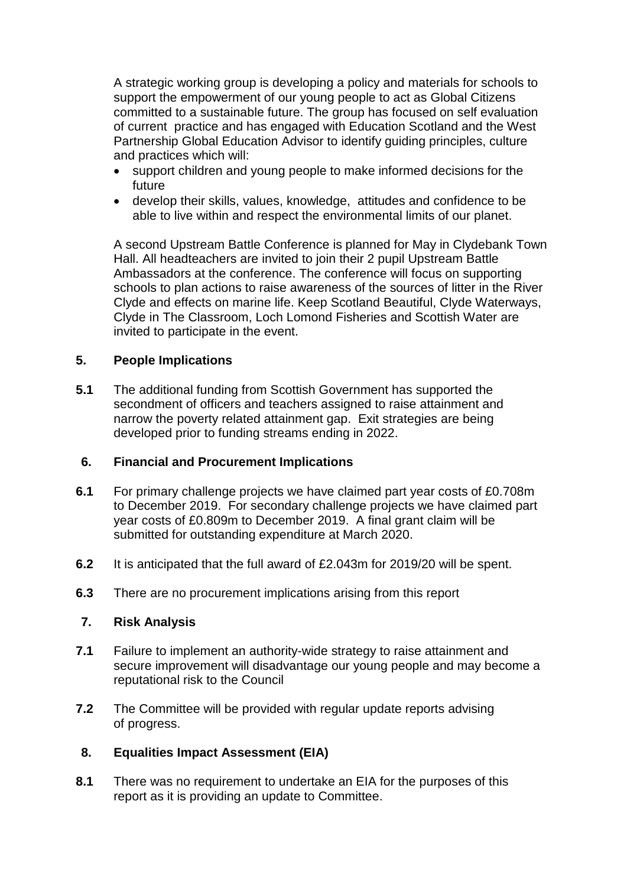A strategic working group is developing a policy and materials for schools to support the empowerment of our young people to act as Global Citizens committed to a sustainable future. The group has focused on self evaluation of current practice and has engaged with Education Scotland and the West Partnership Global Education Advisor to identify guiding principles, culture and practices which will:

- support children and young people to make informed decisions for the future
- develop their skills, values, knowledge, attitudes and confidence to be able to live within and respect the environmental limits of our planet.

A second Upstream Battle Conference is planned for May in Clydebank Town Hall. All headteachers are invited to join their 2 pupil Upstream Battle Ambassadors at the conference. The conference will focus on supporting schools to plan actions to raise awareness of the sources of litter in the River Clyde and effects on marine life. Keep Scotland Beautiful, Clyde Waterways, Clyde in The Classroom, Loch Lomond Fisheries and Scottish Water are invited to participate in the event.

## 5. People Implications

**5.1** The additional funding from Scottish Government has supported the secondment of officers and teachers assigned to raise attainment and narrow the poverty related attainment gap. Exit strategies are being developed prior to funding streams ending in 2022.

## 6. Financial and Procurement Implications

**6.1** For primary challenge projects we have claimed part year costs of £0.708m to December 2019. For secondary challenge projects we have claimed part year costs of £0.809m to December 2019. A final grant claim will be submitted for outstanding expenditure at March 2020.

**6.2** It is anticipated that the full award of £2.043m for 2019/20 will be spent.

**6.3** There are no procurement implications arising from this report

## 7. Risk Analysis

**7.1** Failure to implement an authority-wide strategy to raise attainment and secure improvement will disadvantage our young people and may become a reputational risk to the Council

**7.2** The Committee will be provided with regular update reports advising of progress.

## 8. Equalities Impact Assessment (EIA)

**8.1** There was no requirement to undertake an EIA for the purposes of this report as it is providing an update to Committee.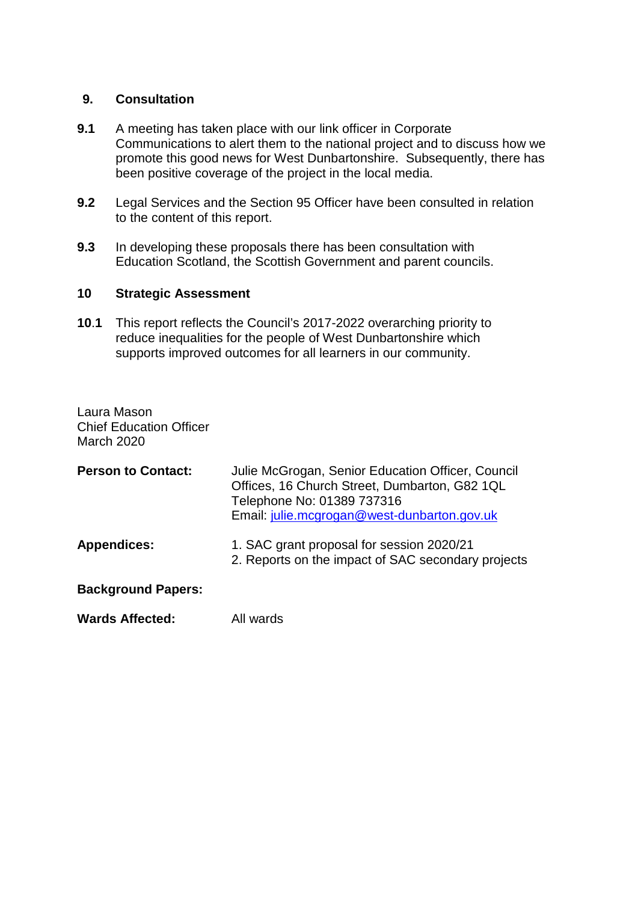## 9. Consultation

**9.1** A meeting has taken place with our link officer in Corporate Communications to alert them to the national project and to discuss how we promote this good news for West Dunbartonshire. Subsequently, there has been positive coverage of the project in the local media.

**9.2** Legal Services and the Section 95 Officer have been consulted in relation to the content of this report.

**9.3** In developing these proposals there has been consultation with Education Scotland, the Scottish Government and parent councils.

## 10 Strategic Assessment

**10.1** This report reflects the Council's 2017-2022 overarching priority to reduce inequalities for the people of West Dunbartonshire which supports improved outcomes for all learners in our community.

Laura Mason
Chief Education Officer
March 2020

**Person to Contact:** Julie McGrogan, Senior Education Officer, Council Offices, 16 Church Street, Dumbarton, G82 1QL
Telephone No: 01389 737316
Email: julie.mcgrogan@west-dunbarton.gov.uk

**Appendices:** 1. SAC grant proposal for session 2020/21
2. Reports on the impact of SAC secondary projects

**Background Papers:**

**Wards Affected:** All wards